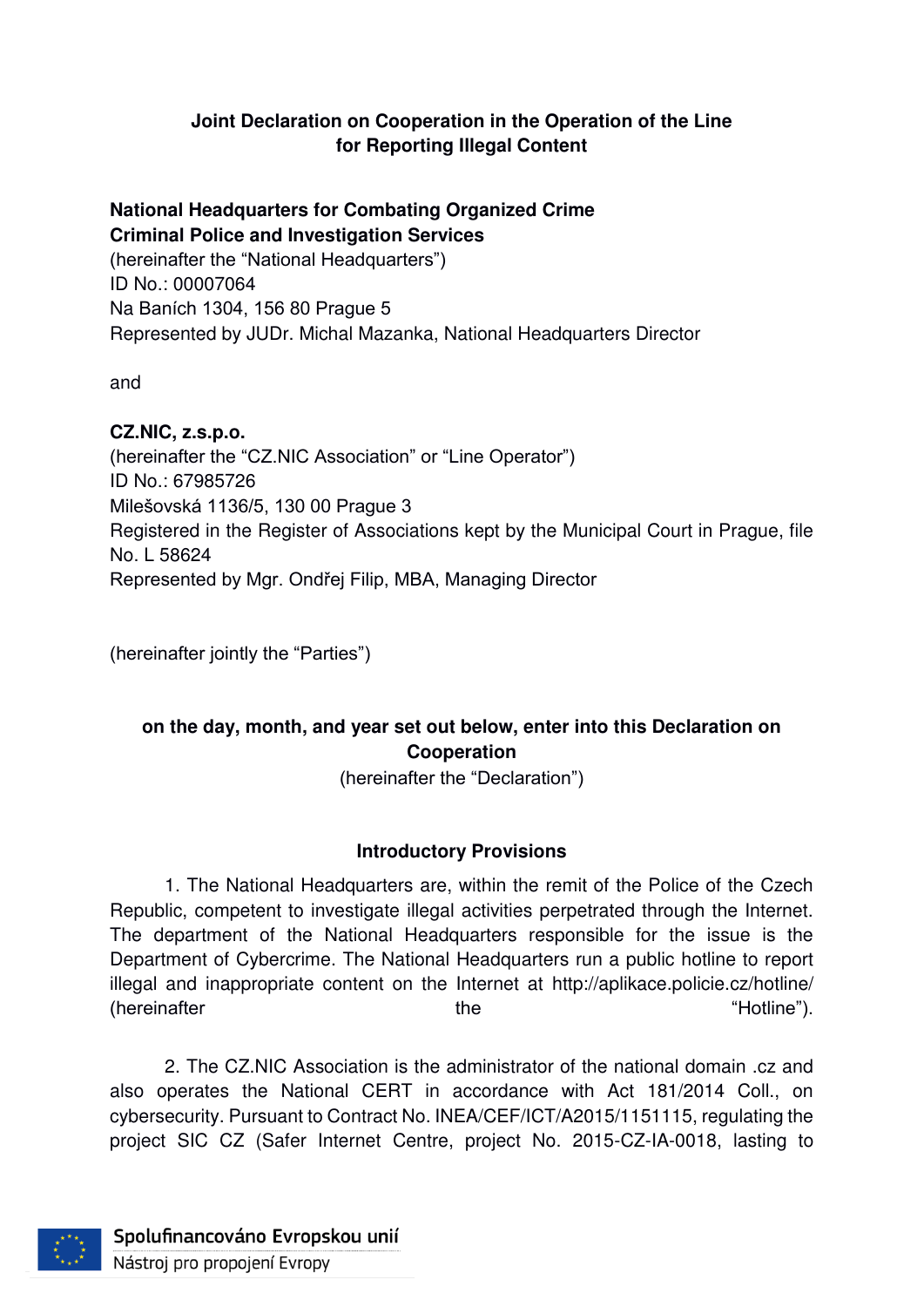**Joint Declaration on Cooperation in the Operation of the Line for Reporting Illegal Content**

**National Headquarters for Combating Organized Crime**
**Criminal Police and Investigation Services**
(hereinafter the "National Headquarters")
ID No.: 00007064
Na Baních 1304, 156 80 Prague 5
Represented by JUDr. Michal Mazanka, National Headquarters Director

and

**CZ.NIC, z.s.p.o.**
(hereinafter the "CZ.NIC Association" or "Line Operator")
ID No.: 67985726
Milešovská 1136/5, 130 00 Prague 3
Registered in the Register of Associations kept by the Municipal Court in Prague, file No. L 58624
Represented by Mgr. Ondřej Filip, MBA, Managing Director

(hereinafter jointly the "Parties")

**on the day, month, and year set out below, enter into this Declaration on Cooperation**
(hereinafter the "Declaration")

**Introductory Provisions**

1. The National Headquarters are, within the remit of the Police of the Czech Republic, competent to investigate illegal activities perpetrated through the Internet. The department of the National Headquarters responsible for the issue is the Department of Cybercrime. The National Headquarters run a public hotline to report illegal and inappropriate content on the Internet at http://aplikace.policie.cz/hotline/ (hereinafter the "Hotline").

2. The CZ.NIC Association is the administrator of the national domain .cz and also operates the National CERT in accordance with Act 181/2014 Coll., on cybersecurity. Pursuant to Contract No. INEA/CEF/ICT/A2015/1151115, regulating the project SIC CZ (Safer Internet Centre, project No. 2015-CZ-IA-0018, lasting to

Spolufinancováno Evropskou unií
Nástroj pro propojení Evropy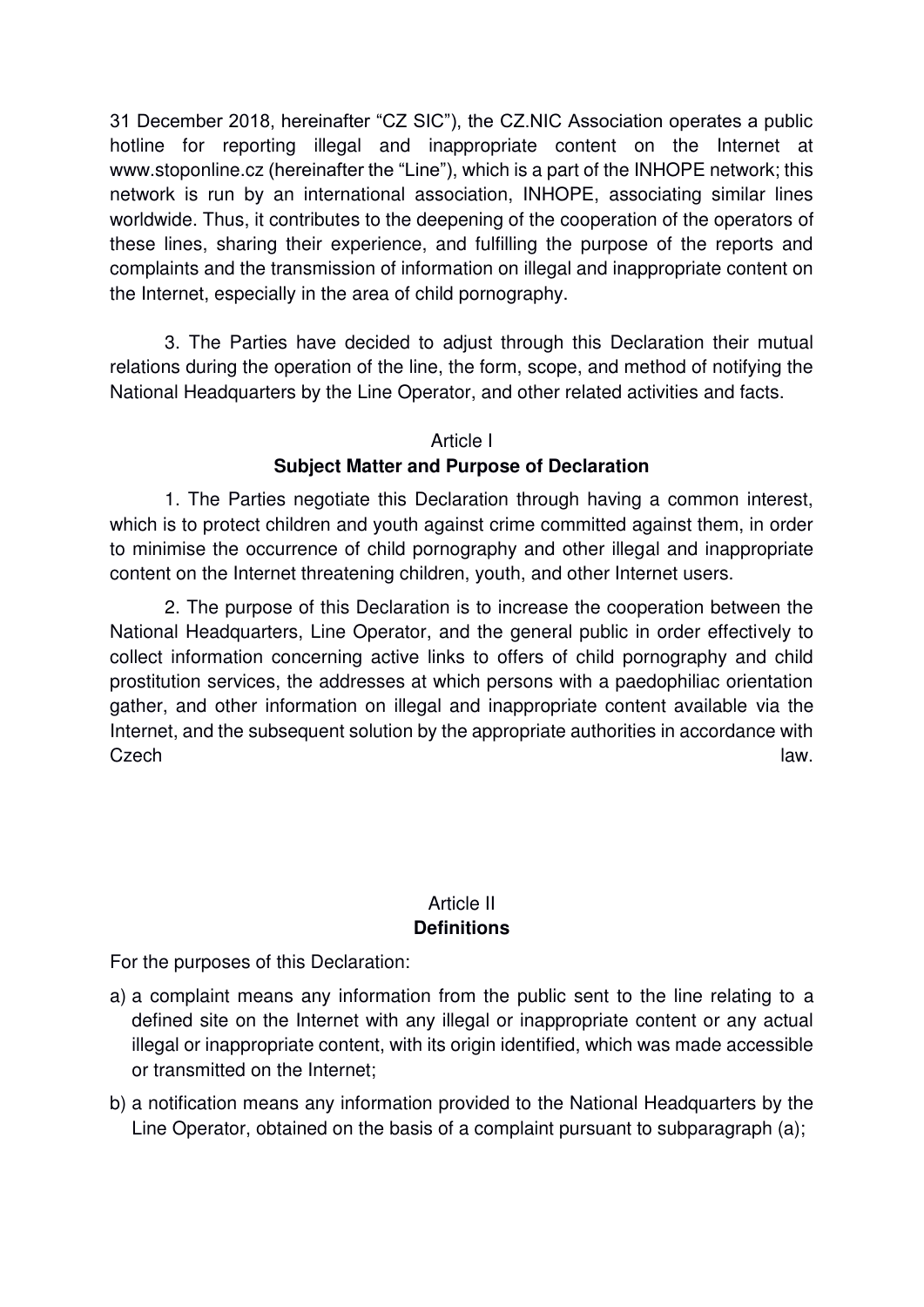31 December 2018, hereinafter "CZ SIC"), the CZ.NIC Association operates a public hotline for reporting illegal and inappropriate content on the Internet at www.stoponline.cz (hereinafter the "Line"), which is a part of the INHOPE network; this network is run by an international association, INHOPE, associating similar lines worldwide. Thus, it contributes to the deepening of the cooperation of the operators of these lines, sharing their experience, and fulfilling the purpose of the reports and complaints and the transmission of information on illegal and inappropriate content on the Internet, especially in the area of child pornography.

3. The Parties have decided to adjust through this Declaration their mutual relations during the operation of the line, the form, scope, and method of notifying the National Headquarters by the Line Operator, and other related activities and facts.

## Article I
## Subject Matter and Purpose of Declaration

1. The Parties negotiate this Declaration through having a common interest, which is to protect children and youth against crime committed against them, in order to minimise the occurrence of child pornography and other illegal and inappropriate content on the Internet threatening children, youth, and other Internet users.

2. The purpose of this Declaration is to increase the cooperation between the National Headquarters, Line Operator, and the general public in order effectively to collect information concerning active links to offers of child pornography and child prostitution services, the addresses at which persons with a paedophiliac orientation gather, and other information on illegal and inappropriate content available via the Internet, and the subsequent solution by the appropriate authorities in accordance with Czech law.

## Article II
## Definitions

For the purposes of this Declaration:

a) a complaint means any information from the public sent to the line relating to a defined site on the Internet with any illegal or inappropriate content or any actual illegal or inappropriate content, with its origin identified, which was made accessible or transmitted on the Internet;

b) a notification means any information provided to the National Headquarters by the Line Operator, obtained on the basis of a complaint pursuant to subparagraph (a);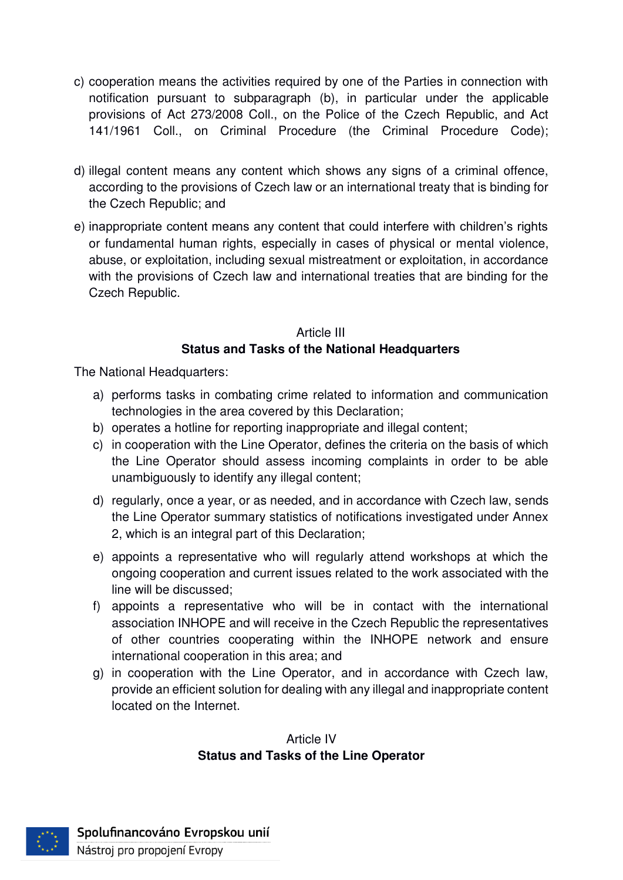c) cooperation means the activities required by one of the Parties in connection with notification pursuant to subparagraph (b), in particular under the applicable provisions of Act 273/2008 Coll., on the Police of the Czech Republic, and Act 141/1961 Coll., on Criminal Procedure (the Criminal Procedure Code);

d) illegal content means any content which shows any signs of a criminal offence, according to the provisions of Czech law or an international treaty that is binding for the Czech Republic; and

e) inappropriate content means any content that could interfere with children's rights or fundamental human rights, especially in cases of physical or mental violence, abuse, or exploitation, including sexual mistreatment or exploitation, in accordance with the provisions of Czech law and international treaties that are binding for the Czech Republic.

## Article III
## Status and Tasks of the National Headquarters

The National Headquarters:

a) performs tasks in combating crime related to information and communication technologies in the area covered by this Declaration;
b) operates a hotline for reporting inappropriate and illegal content;
c) in cooperation with the Line Operator, defines the criteria on the basis of which the Line Operator should assess incoming complaints in order to be able unambiguously to identify any illegal content;
d) regularly, once a year, or as needed, and in accordance with Czech law, sends the Line Operator summary statistics of notifications investigated under Annex 2, which is an integral part of this Declaration;
e) appoints a representative who will regularly attend workshops at which the ongoing cooperation and current issues related to the work associated with the line will be discussed;
f) appoints a representative who will be in contact with the international association INHOPE and will receive in the Czech Republic the representatives of other countries cooperating within the INHOPE network and ensure international cooperation in this area; and
g) in cooperation with the Line Operator, and in accordance with Czech law, provide an efficient solution for dealing with any illegal and inappropriate content located on the Internet.

## Article IV
## Status and Tasks of the Line Operator

Spolufinancováno Evropskou unií
Nástroj pro propojení Evropy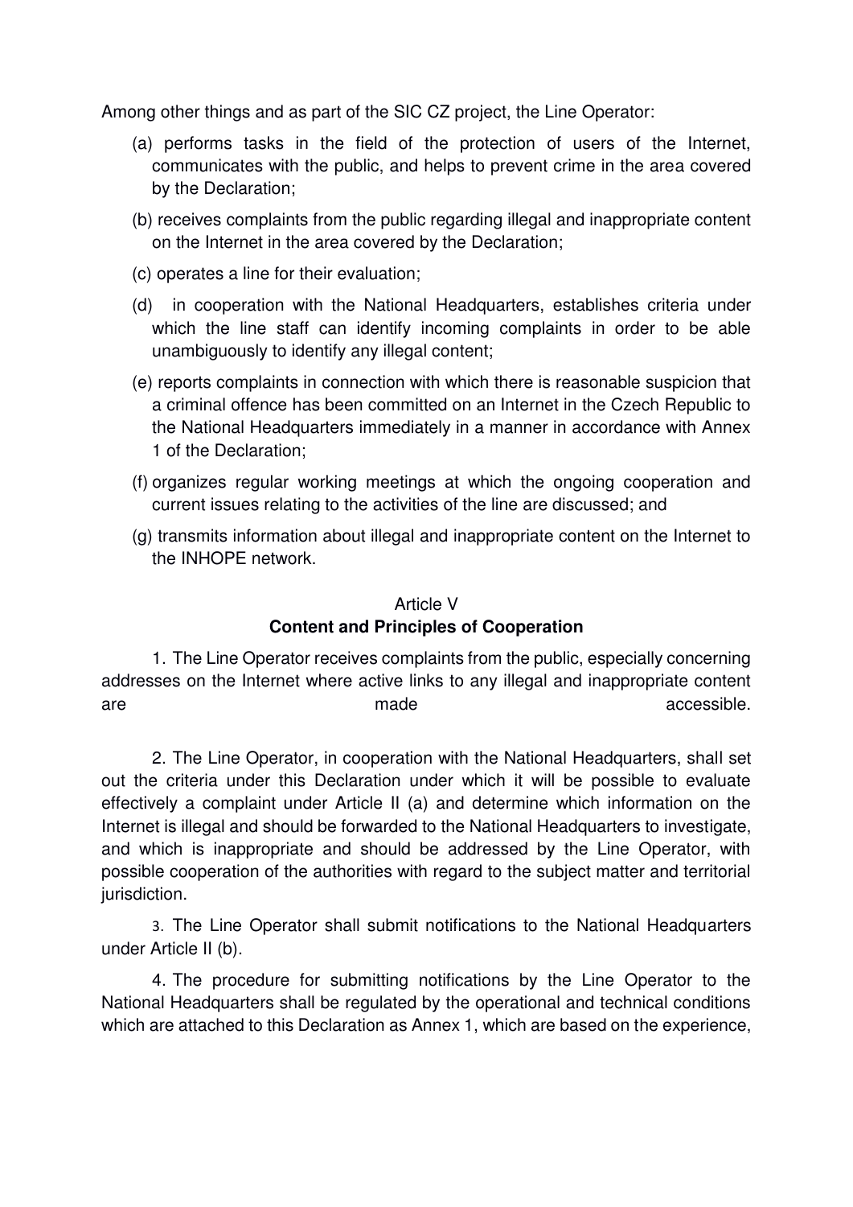Among other things and as part of the SIC CZ project, the Line Operator:

(a) performs tasks in the field of the protection of users of the Internet, communicates with the public, and helps to prevent crime in the area covered by the Declaration;

(b) receives complaints from the public regarding illegal and inappropriate content on the Internet in the area covered by the Declaration;

(c) operates a line for their evaluation;

(d) in cooperation with the National Headquarters, establishes criteria under which the line staff can identify incoming complaints in order to be able unambiguously to identify any illegal content;

(e) reports complaints in connection with which there is reasonable suspicion that a criminal offence has been committed on an Internet in the Czech Republic to the National Headquarters immediately in a manner in accordance with Annex 1 of the Declaration;

(f) organizes regular working meetings at which the ongoing cooperation and current issues relating to the activities of the line are discussed; and

(g) transmits information about illegal and inappropriate content on the Internet to the INHOPE network.

Article V

**Content and Principles of Cooperation**

1. The Line Operator receives complaints from the public, especially concerning addresses on the Internet where active links to any illegal and inappropriate content are made accessible.

2. The Line Operator, in cooperation with the National Headquarters, shall set out the criteria under this Declaration under which it will be possible to evaluate effectively a complaint under Article II (a) and determine which information on the Internet is illegal and should be forwarded to the National Headquarters to investigate, and which is inappropriate and should be addressed by the Line Operator, with possible cooperation of the authorities with regard to the subject matter and territorial jurisdiction.

3. The Line Operator shall submit notifications to the National Headquarters under Article II (b).

4. The procedure for submitting notifications by the Line Operator to the National Headquarters shall be regulated by the operational and technical conditions which are attached to this Declaration as Annex 1, which are based on the experience,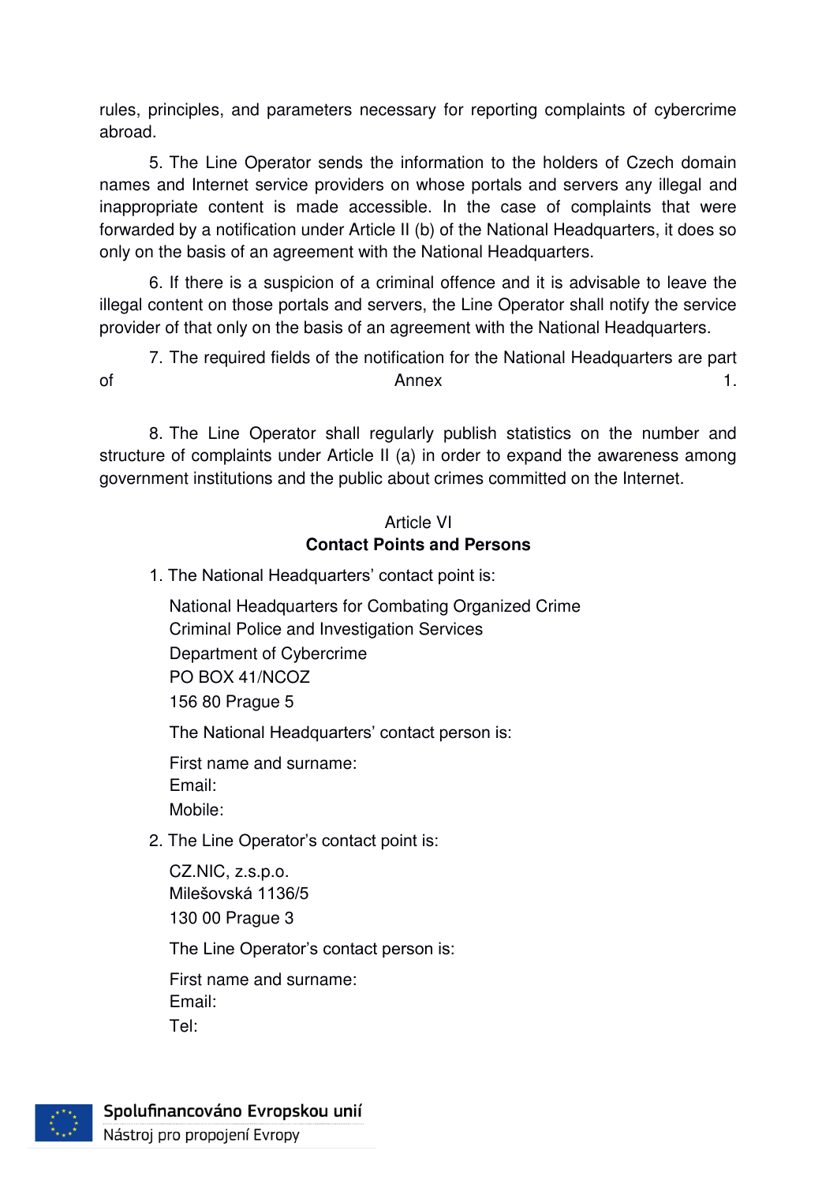rules, principles, and parameters necessary for reporting complaints of cybercrime abroad.

5. The Line Operator sends the information to the holders of Czech domain names and Internet service providers on whose portals and servers any illegal and inappropriate content is made accessible. In the case of complaints that were forwarded by a notification under Article II (b) of the National Headquarters, it does so only on the basis of an agreement with the National Headquarters.

6. If there is a suspicion of a criminal offence and it is advisable to leave the illegal content on those portals and servers, the Line Operator shall notify the service provider of that only on the basis of an agreement with the National Headquarters.

7. The required fields of the notification for the National Headquarters are part of Annex 1.

8. The Line Operator shall regularly publish statistics on the number and structure of complaints under Article II (a) in order to expand the awareness among government institutions and the public about crimes committed on the Internet.

## Article VI
## Contact Points and Persons

1. The National Headquarters' contact point is:

National Headquarters for Combating Organized Crime
Criminal Police and Investigation Services
Department of Cybercrime
PO BOX 41/NCOZ
156 80 Prague 5

The National Headquarters' contact person is:

First name and surname:
Email:
Mobile:

2. The Line Operator's contact point is:

CZ.NIC, z.s.p.o.
Milešovská 1136/5
130 00 Prague 3

The Line Operator's contact person is:

First name and surname:
Email:
Tel:

Spolufinancováno Evropskou unií
Nástroj pro propojení Evropy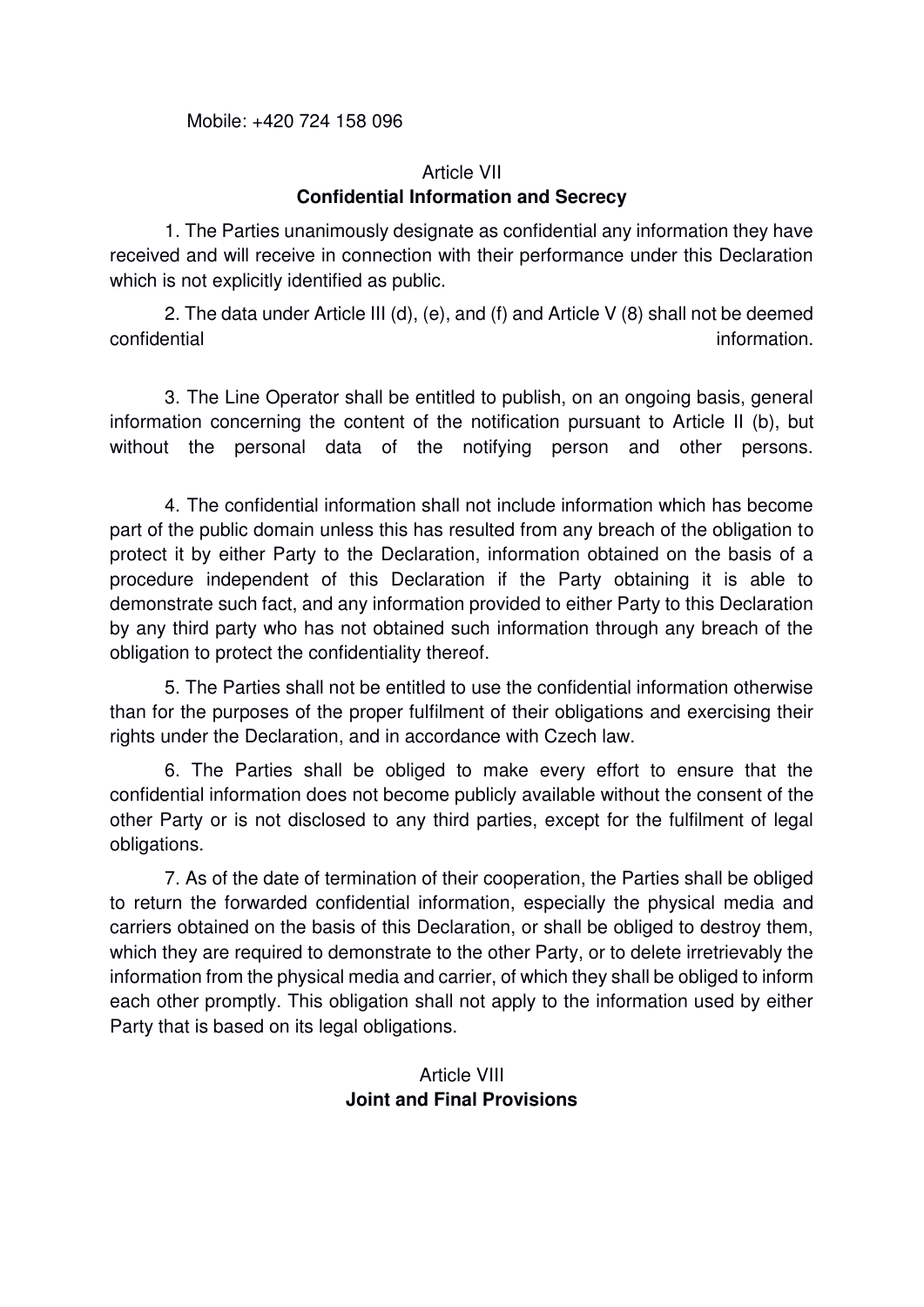Mobile: +420 724 158 096

## Article VII
## Confidential Information and Secrecy

1. The Parties unanimously designate as confidential any information they have received and will receive in connection with their performance under this Declaration which is not explicitly identified as public.

2. The data under Article III (d), (e), and (f) and Article V (8) shall not be deemed confidential information.

3. The Line Operator shall be entitled to publish, on an ongoing basis, general information concerning the content of the notification pursuant to Article II (b), but without the personal data of the notifying person and other persons.

4. The confidential information shall not include information which has become part of the public domain unless this has resulted from any breach of the obligation to protect it by either Party to the Declaration, information obtained on the basis of a procedure independent of this Declaration if the Party obtaining it is able to demonstrate such fact, and any information provided to either Party to this Declaration by any third party who has not obtained such information through any breach of the obligation to protect the confidentiality thereof.

5. The Parties shall not be entitled to use the confidential information otherwise than for the purposes of the proper fulfilment of their obligations and exercising their rights under the Declaration, and in accordance with Czech law.

6. The Parties shall be obliged to make every effort to ensure that the confidential information does not become publicly available without the consent of the other Party or is not disclosed to any third parties, except for the fulfilment of legal obligations.

7. As of the date of termination of their cooperation, the Parties shall be obliged to return the forwarded confidential information, especially the physical media and carriers obtained on the basis of this Declaration, or shall be obliged to destroy them, which they are required to demonstrate to the other Party, or to delete irretrievably the information from the physical media and carrier, of which they shall be obliged to inform each other promptly. This obligation shall not apply to the information used by either Party that is based on its legal obligations.

## Article VIII
## Joint and Final Provisions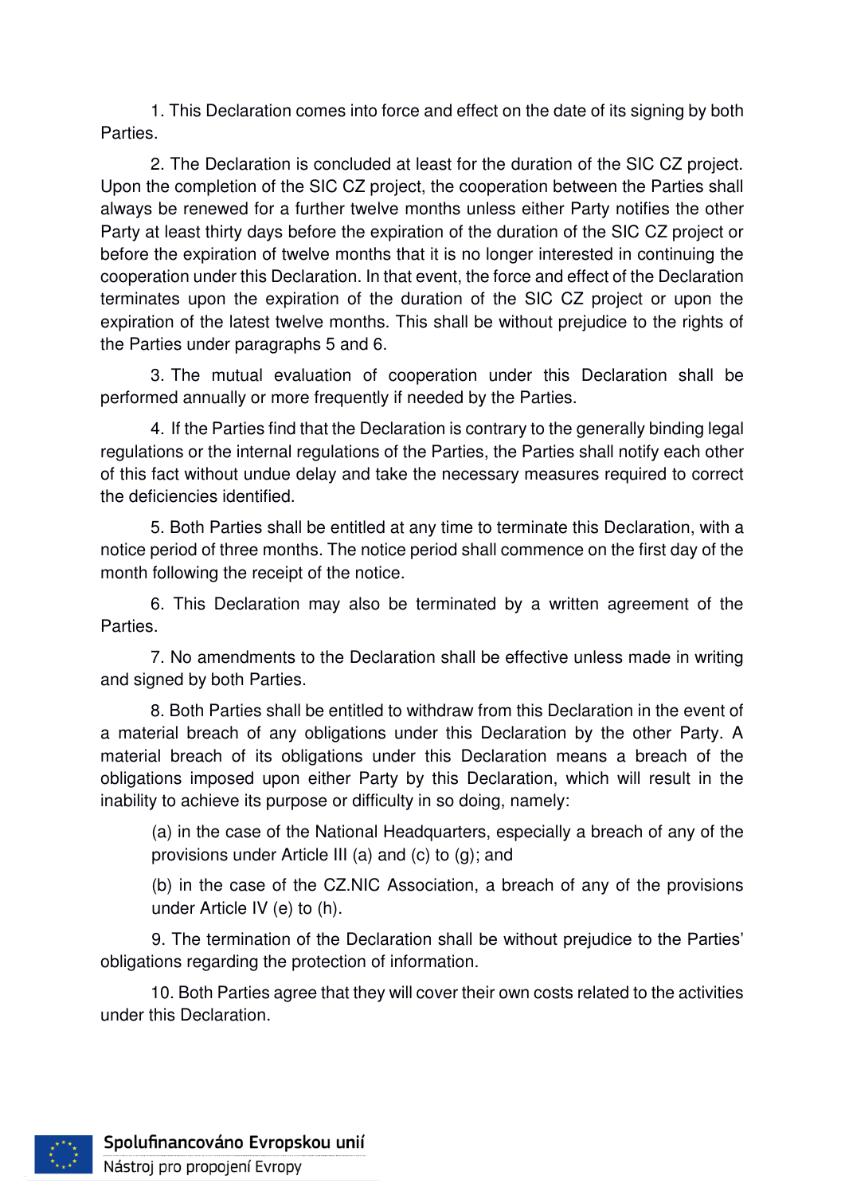1. This Declaration comes into force and effect on the date of its signing by both Parties.

2. The Declaration is concluded at least for the duration of the SIC CZ project. Upon the completion of the SIC CZ project, the cooperation between the Parties shall always be renewed for a further twelve months unless either Party notifies the other Party at least thirty days before the expiration of the duration of the SIC CZ project or before the expiration of twelve months that it is no longer interested in continuing the cooperation under this Declaration. In that event, the force and effect of the Declaration terminates upon the expiration of the duration of the SIC CZ project or upon the expiration of the latest twelve months. This shall be without prejudice to the rights of the Parties under paragraphs 5 and 6.

3. The mutual evaluation of cooperation under this Declaration shall be performed annually or more frequently if needed by the Parties.

4. If the Parties find that the Declaration is contrary to the generally binding legal regulations or the internal regulations of the Parties, the Parties shall notify each other of this fact without undue delay and take the necessary measures required to correct the deficiencies identified.

5. Both Parties shall be entitled at any time to terminate this Declaration, with a notice period of three months. The notice period shall commence on the first day of the month following the receipt of the notice.

6. This Declaration may also be terminated by a written agreement of the Parties.

7. No amendments to the Declaration shall be effective unless made in writing and signed by both Parties.

8. Both Parties shall be entitled to withdraw from this Declaration in the event of a material breach of any obligations under this Declaration by the other Party. A material breach of its obligations under this Declaration means a breach of the obligations imposed upon either Party by this Declaration, which will result in the inability to achieve its purpose or difficulty in so doing, namely:

(a) in the case of the National Headquarters, especially a breach of any of the provisions under Article III (a) and (c) to (g); and

(b) in the case of the CZ.NIC Association, a breach of any of the provisions under Article IV (e) to (h).

9. The termination of the Declaration shall be without prejudice to the Parties' obligations regarding the protection of information.

10. Both Parties agree that they will cover their own costs related to the activities under this Declaration.

Spolufinancováno Evropskou unií
Nástroj pro propojení Evropy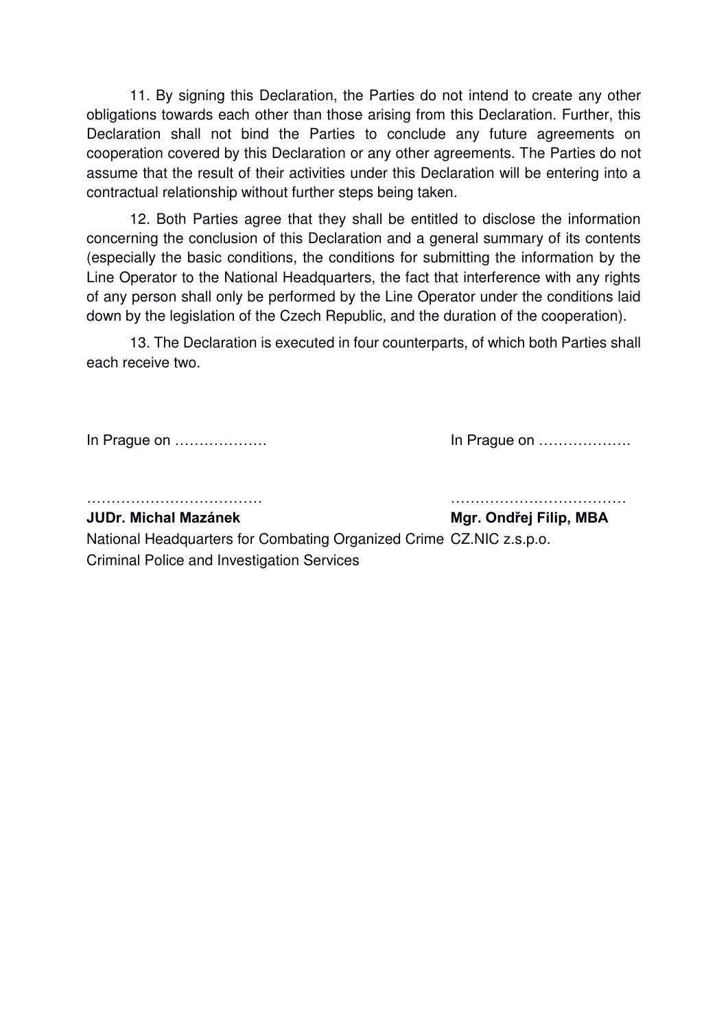11. By signing this Declaration, the Parties do not intend to create any other obligations towards each other than those arising from this Declaration. Further, this Declaration shall not bind the Parties to conclude any future agreements on cooperation covered by this Declaration or any other agreements. The Parties do not assume that the result of their activities under this Declaration will be entering into a contractual relationship without further steps being taken.

12. Both Parties agree that they shall be entitled to disclose the information concerning the conclusion of this Declaration and a general summary of its contents (especially the basic conditions, the conditions for submitting the information by the Line Operator to the National Headquarters, the fact that interference with any rights of any person shall only be performed by the Line Operator under the conditions laid down by the legislation of the Czech Republic, and the duration of the cooperation).

13. The Declaration is executed in four counterparts, of which both Parties shall each receive two.

In Prague on ……………….

……………………………… 
**JUDr. Michal Mazánek**  
National Headquarters for Combating Organized Crime  
Criminal Police and Investigation Services

In Prague on ……………….

……………………………… 
**Mgr. Ondřej Filip, MBA**  
CZ.NIC z.s.p.o.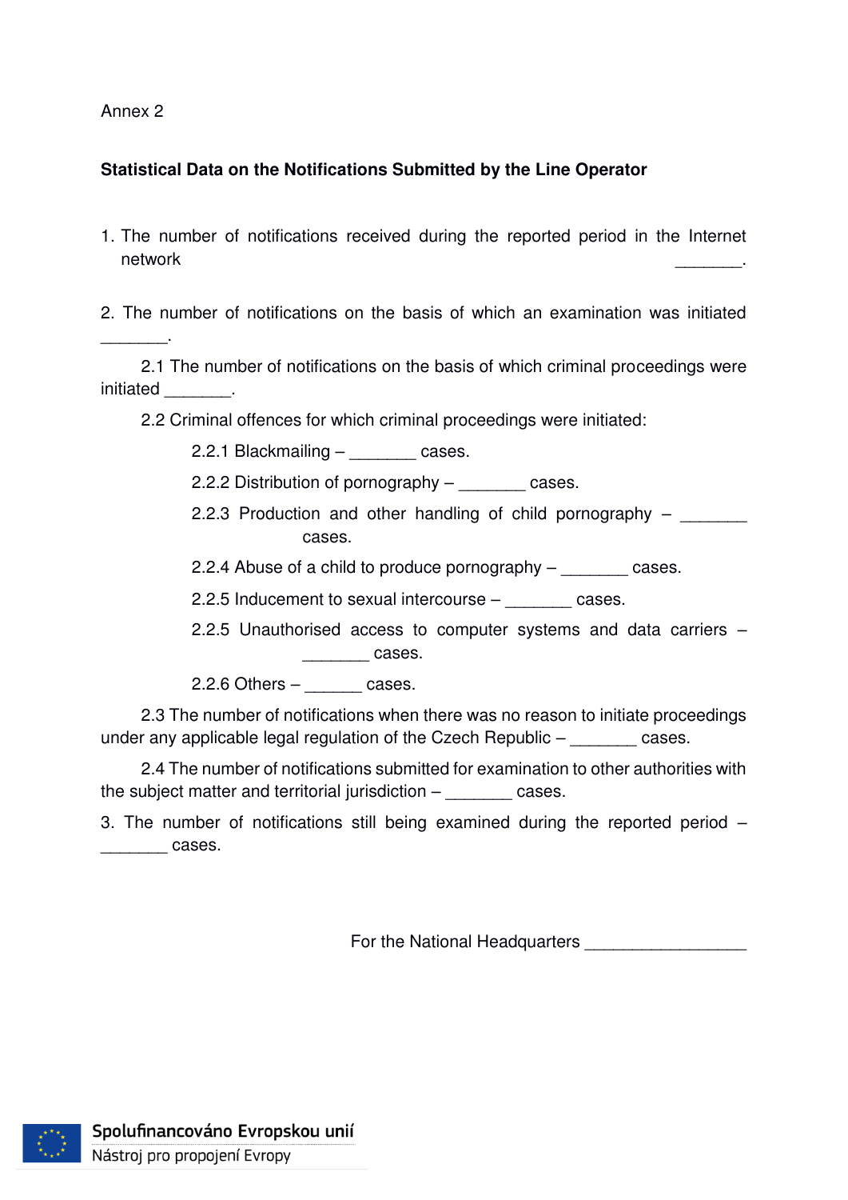Annex 2

**Statistical Data on the Notifications Submitted by the Line Operator**

1. The number of notifications received during the reported period in the Internet network _______.

2. The number of notifications on the basis of which an examination was initiated _______.

    2.1 The number of notifications on the basis of which criminal proceedings were initiated _______.

    2.2 Criminal offences for which criminal proceedings were initiated:

        2.2.1 Blackmailing – _______ cases.

        2.2.2 Distribution of pornography – _______ cases.

        2.2.3 Production and other handling of child pornography – _______ cases.

        2.2.4 Abuse of a child to produce pornography – _______ cases.

        2.2.5 Inducement to sexual intercourse – _______ cases.

        2.2.5 Unauthorised access to computer systems and data carriers – _______ cases.

        2.2.6 Others – ______ cases.

    2.3 The number of notifications when there was no reason to initiate proceedings under any applicable legal regulation of the Czech Republic – _______ cases.

    2.4 The number of notifications submitted for examination to other authorities with the subject matter and territorial jurisdiction – _______ cases.

3. The number of notifications still being examined during the reported period – _______ cases.

For the National Headquarters _________________

Spolufinancováno Evropskou unií
Nástroj pro propojení Evropy